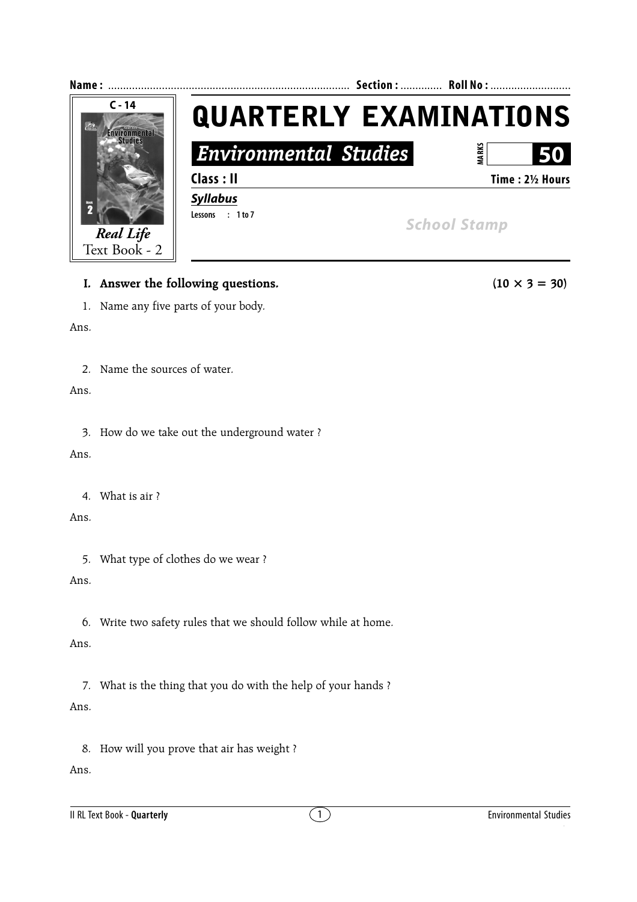Name : ................................................................................ Section : ............. Roll No : ...........................

C - 14

Real Life
Text Book - 2

# QUARTERLY EXAMINATIONS

## *Environmental Studies*

MARKS **50**

**Class : II** **Time : 2½ Hours**

***Syllabus***

Lessons : 1 to 7

*School Stamp*

### I. Answer the following questions. (10 × 3 = 30)

1. Name any five parts of your body.

Ans.

2. Name the sources of water.

Ans.

3. How do we take out the underground water ?

Ans.

4. What is air ?

Ans.

5. What type of clothes do we wear ?

Ans.

6. Write two safety rules that we should follow while at home.

Ans.

7. What is the thing that you do with the help of your hands ?

Ans.

8. How will you prove that air has weight ?

Ans.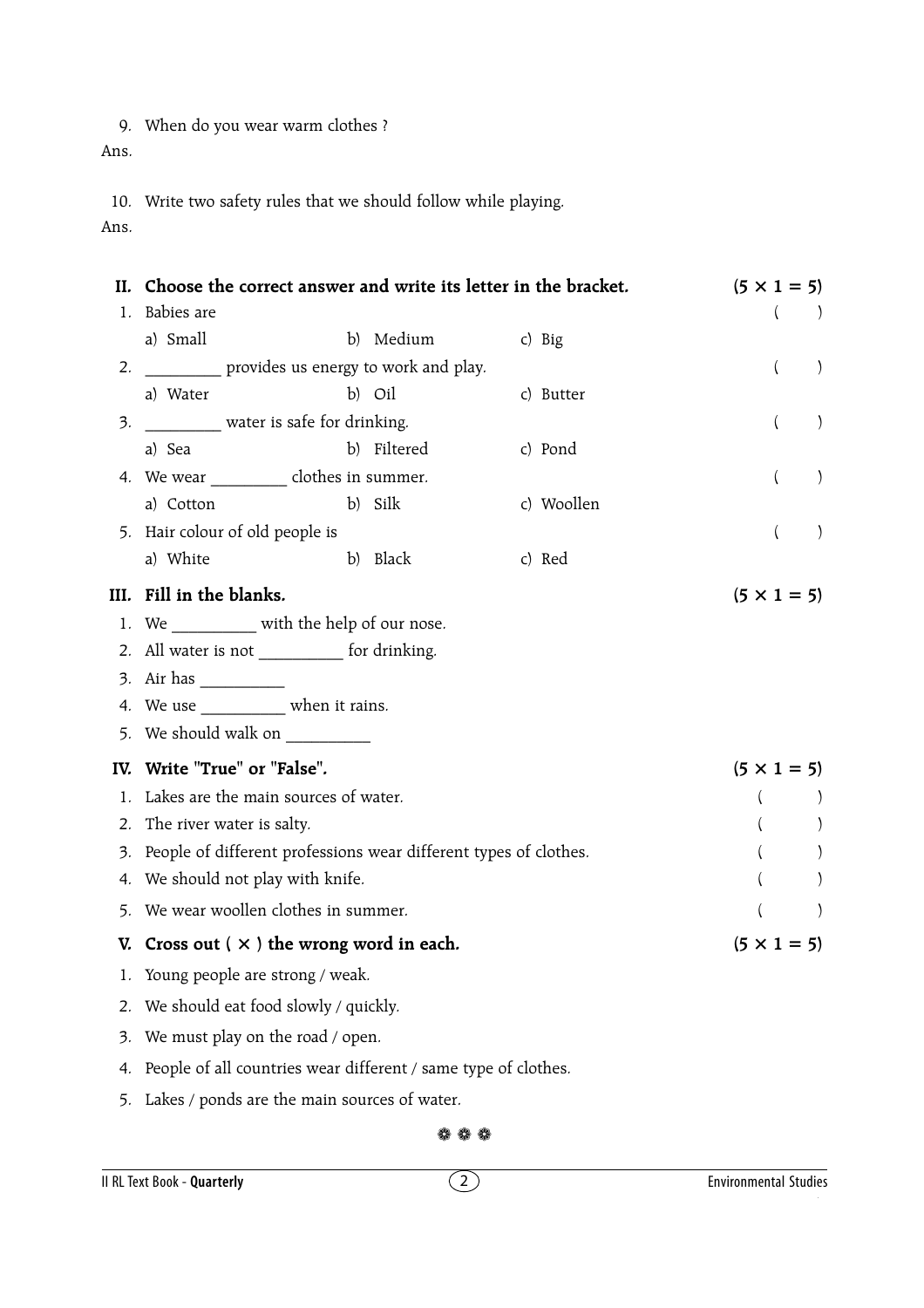9. When do you wear warm clothes ?

Ans.

10. Write two safety rules that we should follow while playing.

Ans.

## II. Choose the correct answer and write its letter in the bracket. (5 × 1 = 5)

1. Babies are ( )
   a) Small b) Medium c) Big
2. _________ provides us energy to work and play. ( )
   a) Water b) Oil c) Butter
3. _________ water is safe for drinking. ( )
   a) Sea b) Filtered c) Pond
4. We wear _________ clothes in summer. ( )
   a) Cotton b) Silk c) Woollen
5. Hair colour of old people is ( )
   a) White b) Black c) Red

## III. Fill in the blanks. (5 × 1 = 5)

1. We __________ with the help of our nose.
2. All water is not __________ for drinking.
3. Air has __________
4. We use __________ when it rains.
5. We should walk on __________

## IV. Write "True" or "False". (5 × 1 = 5)

1. Lakes are the main sources of water. ( )
2. The river water is salty. ( )
3. People of different professions wear different types of clothes. ( )
4. We should not play with knife. ( )
5. We wear woollen clothes in summer. ( )

## V. Cross out ( × ) the wrong word in each. (5 × 1 = 5)

1. Young people are strong / weak.
2. We should eat food slowly / quickly.
3. We must play on the road / open.
4. People of all countries wear different / same type of clothes.
5. Lakes / ponds are the main sources of water.

❁ ❁ ❁